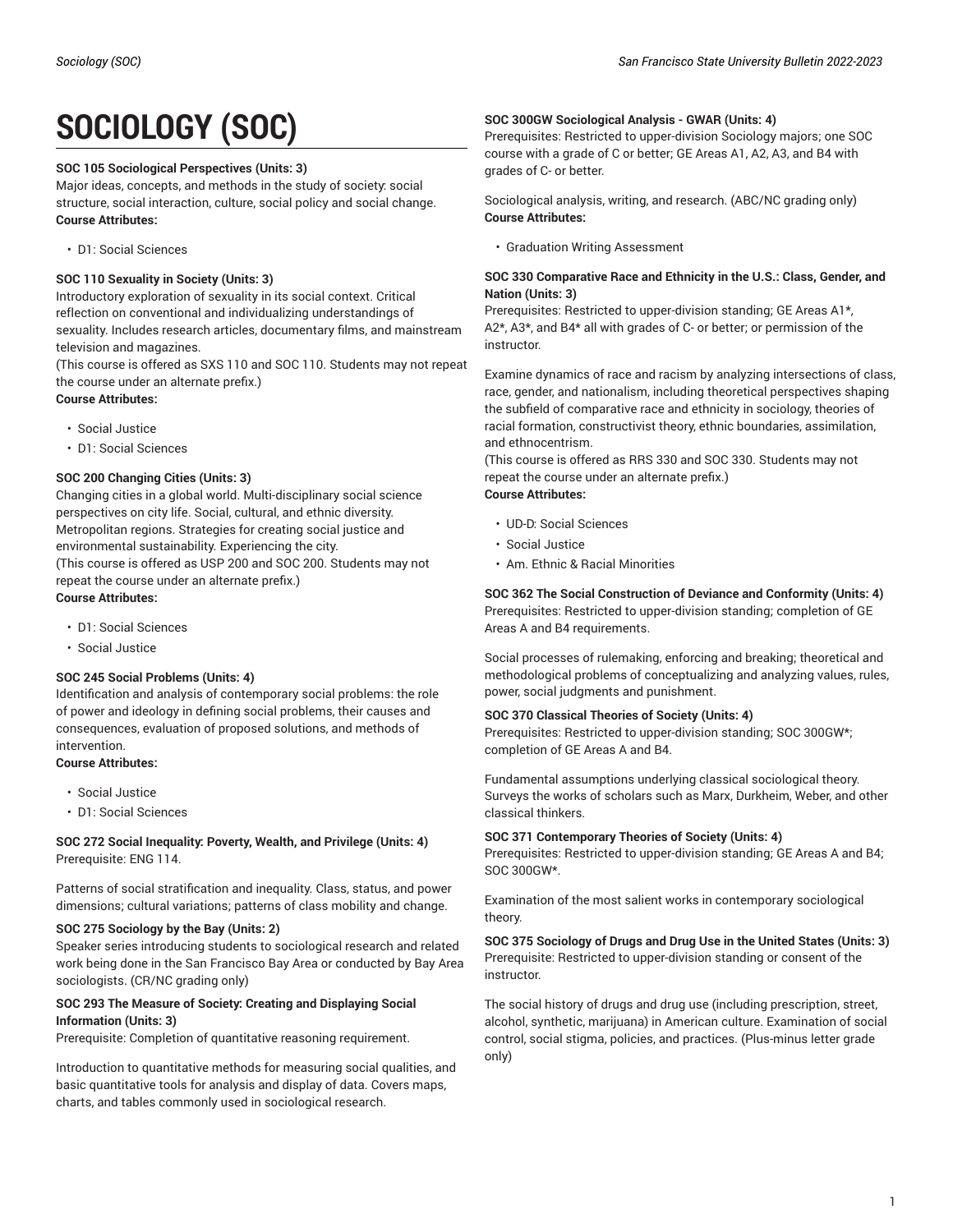# SOCIOLOGY (SOC)

**SOC 105 Sociological Perspectives (Units: 3)**
Major ideas, concepts, and methods in the study of society: social structure, social interaction, culture, social policy and social change.
**Course Attributes:**

- D1: Social Sciences

**SOC 110 Sexuality in Society (Units: 3)**
Introductory exploration of sexuality in its social context. Critical reflection on conventional and individualizing understandings of sexuality. Includes research articles, documentary films, and mainstream television and magazines.
(This course is offered as SXS 110 and SOC 110. Students may not repeat the course under an alternate prefix.)
**Course Attributes:**

- Social Justice
- D1: Social Sciences

**SOC 200 Changing Cities (Units: 3)**
Changing cities in a global world. Multi-disciplinary social science perspectives on city life. Social, cultural, and ethnic diversity. Metropolitan regions. Strategies for creating social justice and environmental sustainability. Experiencing the city.
(This course is offered as USP 200 and SOC 200. Students may not repeat the course under an alternate prefix.)
**Course Attributes:**

- D1: Social Sciences
- Social Justice

**SOC 245 Social Problems (Units: 4)**
Identification and analysis of contemporary social problems: the role of power and ideology in defining social problems, their causes and consequences, evaluation of proposed solutions, and methods of intervention.
**Course Attributes:**

- Social Justice
- D1: Social Sciences

**SOC 272 Social Inequality: Poverty, Wealth, and Privilege (Units: 4)**
Prerequisite: ENG 114.

Patterns of social stratification and inequality. Class, status, and power dimensions; cultural variations; patterns of class mobility and change.

**SOC 275 Sociology by the Bay (Units: 2)**
Speaker series introducing students to sociological research and related work being done in the San Francisco Bay Area or conducted by Bay Area sociologists. (CR/NC grading only)

**SOC 293 The Measure of Society: Creating and Displaying Social Information (Units: 3)**
Prerequisite: Completion of quantitative reasoning requirement.

Introduction to quantitative methods for measuring social qualities, and basic quantitative tools for analysis and display of data. Covers maps, charts, and tables commonly used in sociological research.

**SOC 300GW Sociological Analysis - GWAR (Units: 4)**
Prerequisites: Restricted to upper-division Sociology majors; one SOC course with a grade of C or better; GE Areas A1, A2, A3, and B4 with grades of C- or better.

Sociological analysis, writing, and research. (ABC/NC grading only)
**Course Attributes:**

- Graduation Writing Assessment

**SOC 330 Comparative Race and Ethnicity in the U.S.: Class, Gender, and Nation (Units: 3)**
Prerequisites: Restricted to upper-division standing; GE Areas A1*, A2*, A3*, and B4* all with grades of C- or better; or permission of the instructor.

Examine dynamics of race and racism by analyzing intersections of class, race, gender, and nationalism, including theoretical perspectives shaping the subfield of comparative race and ethnicity in sociology, theories of racial formation, constructivist theory, ethnic boundaries, assimilation, and ethnocentrism.
(This course is offered as RRS 330 and SOC 330. Students may not repeat the course under an alternate prefix.)
**Course Attributes:**

- UD-D: Social Sciences
- Social Justice
- Am. Ethnic & Racial Minorities

**SOC 362 The Social Construction of Deviance and Conformity (Units: 4)**
Prerequisites: Restricted to upper-division standing; completion of GE Areas A and B4 requirements.

Social processes of rulemaking, enforcing and breaking; theoretical and methodological problems of conceptualizing and analyzing values, rules, power, social judgments and punishment.

**SOC 370 Classical Theories of Society (Units: 4)**
Prerequisites: Restricted to upper-division standing; SOC 300GW*; completion of GE Areas A and B4.

Fundamental assumptions underlying classical sociological theory. Surveys the works of scholars such as Marx, Durkheim, Weber, and other classical thinkers.

**SOC 371 Contemporary Theories of Society (Units: 4)**
Prerequisites: Restricted to upper-division standing; GE Areas A and B4; SOC 300GW*.

Examination of the most salient works in contemporary sociological theory.

**SOC 375 Sociology of Drugs and Drug Use in the United States (Units: 3)**
Prerequisite: Restricted to upper-division standing or consent of the instructor.

The social history of drugs and drug use (including prescription, street, alcohol, synthetic, marijuana) in American culture. Examination of social control, social stigma, policies, and practices. (Plus-minus letter grade only)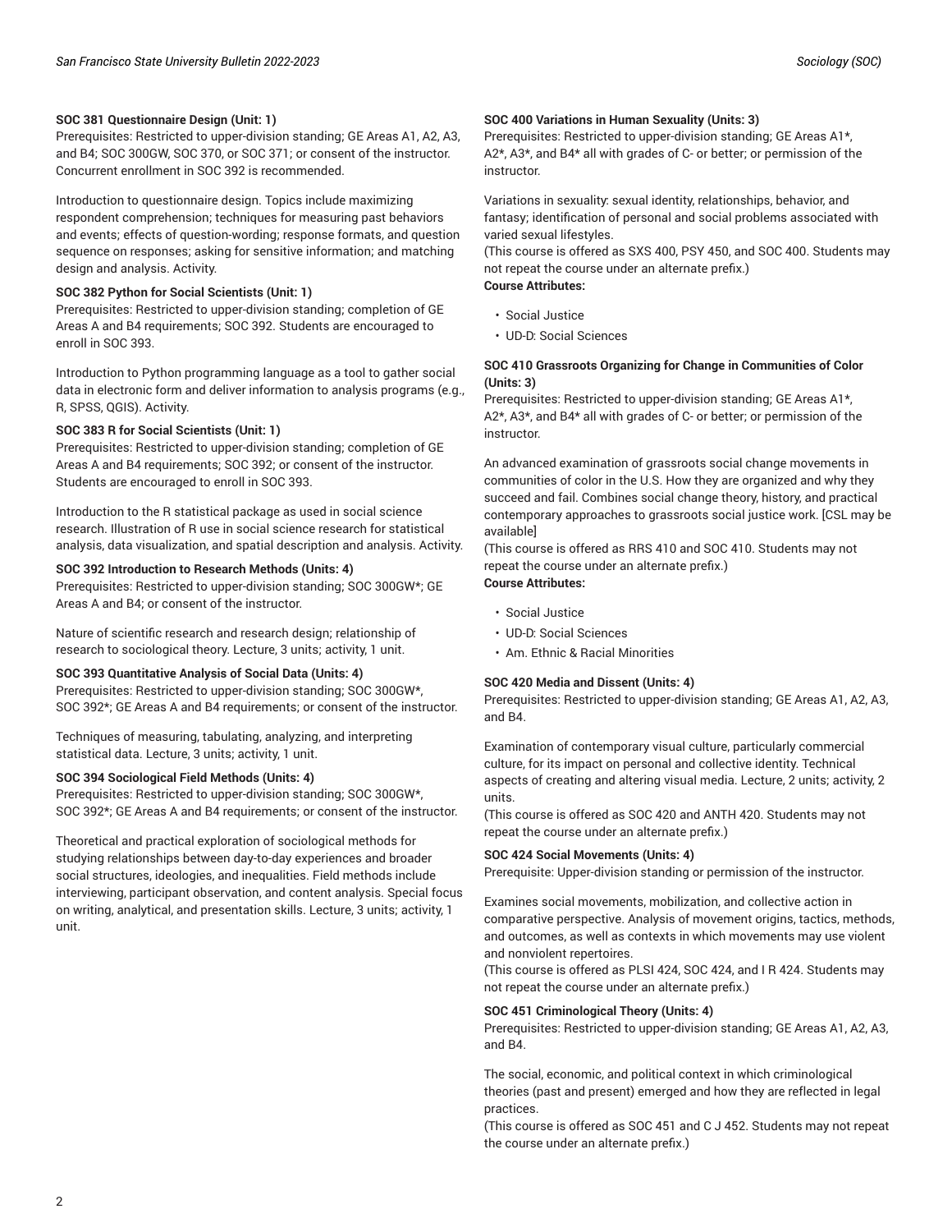**SOC 381 Questionnaire Design (Unit: 1)**
Prerequisites: Restricted to upper-division standing; GE Areas A1, A2, A3, and B4; SOC 300GW, SOC 370, or SOC 371; or consent of the instructor. Concurrent enrollment in SOC 392 is recommended.

Introduction to questionnaire design. Topics include maximizing respondent comprehension; techniques for measuring past behaviors and events; effects of question-wording; response formats, and question sequence on responses; asking for sensitive information; and matching design and analysis. Activity.

**SOC 382 Python for Social Scientists (Unit: 1)**
Prerequisites: Restricted to upper-division standing; completion of GE Areas A and B4 requirements; SOC 392. Students are encouraged to enroll in SOC 393.

Introduction to Python programming language as a tool to gather social data in electronic form and deliver information to analysis programs (e.g., R, SPSS, QGIS). Activity.

**SOC 383 R for Social Scientists (Unit: 1)**
Prerequisites: Restricted to upper-division standing; completion of GE Areas A and B4 requirements; SOC 392; or consent of the instructor. Students are encouraged to enroll in SOC 393.

Introduction to the R statistical package as used in social science research. Illustration of R use in social science research for statistical analysis, data visualization, and spatial description and analysis. Activity.

**SOC 392 Introduction to Research Methods (Units: 4)**
Prerequisites: Restricted to upper-division standing; SOC 300GW*; GE Areas A and B4; or consent of the instructor.

Nature of scientific research and research design; relationship of research to sociological theory. Lecture, 3 units; activity, 1 unit.

**SOC 393 Quantitative Analysis of Social Data (Units: 4)**
Prerequisites: Restricted to upper-division standing; SOC 300GW*, SOC 392*; GE Areas A and B4 requirements; or consent of the instructor.

Techniques of measuring, tabulating, analyzing, and interpreting statistical data. Lecture, 3 units; activity, 1 unit.

**SOC 394 Sociological Field Methods (Units: 4)**
Prerequisites: Restricted to upper-division standing; SOC 300GW*, SOC 392*; GE Areas A and B4 requirements; or consent of the instructor.

Theoretical and practical exploration of sociological methods for studying relationships between day-to-day experiences and broader social structures, ideologies, and inequalities. Field methods include interviewing, participant observation, and content analysis. Special focus on writing, analytical, and presentation skills. Lecture, 3 units; activity, 1 unit.

**SOC 400 Variations in Human Sexuality (Units: 3)**
Prerequisites: Restricted to upper-division standing; GE Areas A1*, A2*, A3*, and B4* all with grades of C- or better; or permission of the instructor.

Variations in sexuality: sexual identity, relationships, behavior, and fantasy; identification of personal and social problems associated with varied sexual lifestyles.
(This course is offered as SXS 400, PSY 450, and SOC 400. Students may not repeat the course under an alternate prefix.)
**Course Attributes:**

- Social Justice
- UD-D: Social Sciences

**SOC 410 Grassroots Organizing for Change in Communities of Color (Units: 3)**
Prerequisites: Restricted to upper-division standing; GE Areas A1*, A2*, A3*, and B4* all with grades of C- or better; or permission of the instructor.

An advanced examination of grassroots social change movements in communities of color in the U.S. How they are organized and why they succeed and fail. Combines social change theory, history, and practical contemporary approaches to grassroots social justice work. [CSL may be available]
(This course is offered as RRS 410 and SOC 410. Students may not repeat the course under an alternate prefix.)
**Course Attributes:**

- Social Justice
- UD-D: Social Sciences
- Am. Ethnic & Racial Minorities

**SOC 420 Media and Dissent (Units: 4)**
Prerequisites: Restricted to upper-division standing; GE Areas A1, A2, A3, and B4.

Examination of contemporary visual culture, particularly commercial culture, for its impact on personal and collective identity. Technical aspects of creating and altering visual media. Lecture, 2 units; activity, 2 units.
(This course is offered as SOC 420 and ANTH 420. Students may not repeat the course under an alternate prefix.)

**SOC 424 Social Movements (Units: 4)**
Prerequisite: Upper-division standing or permission of the instructor.

Examines social movements, mobilization, and collective action in comparative perspective. Analysis of movement origins, tactics, methods, and outcomes, as well as contexts in which movements may use violent and nonviolent repertoires.
(This course is offered as PLSI 424, SOC 424, and I R 424. Students may not repeat the course under an alternate prefix.)

**SOC 451 Criminological Theory (Units: 4)**
Prerequisites: Restricted to upper-division standing; GE Areas A1, A2, A3, and B4.

The social, economic, and political context in which criminological theories (past and present) emerged and how they are reflected in legal practices.
(This course is offered as SOC 451 and C J 452. Students may not repeat the course under an alternate prefix.)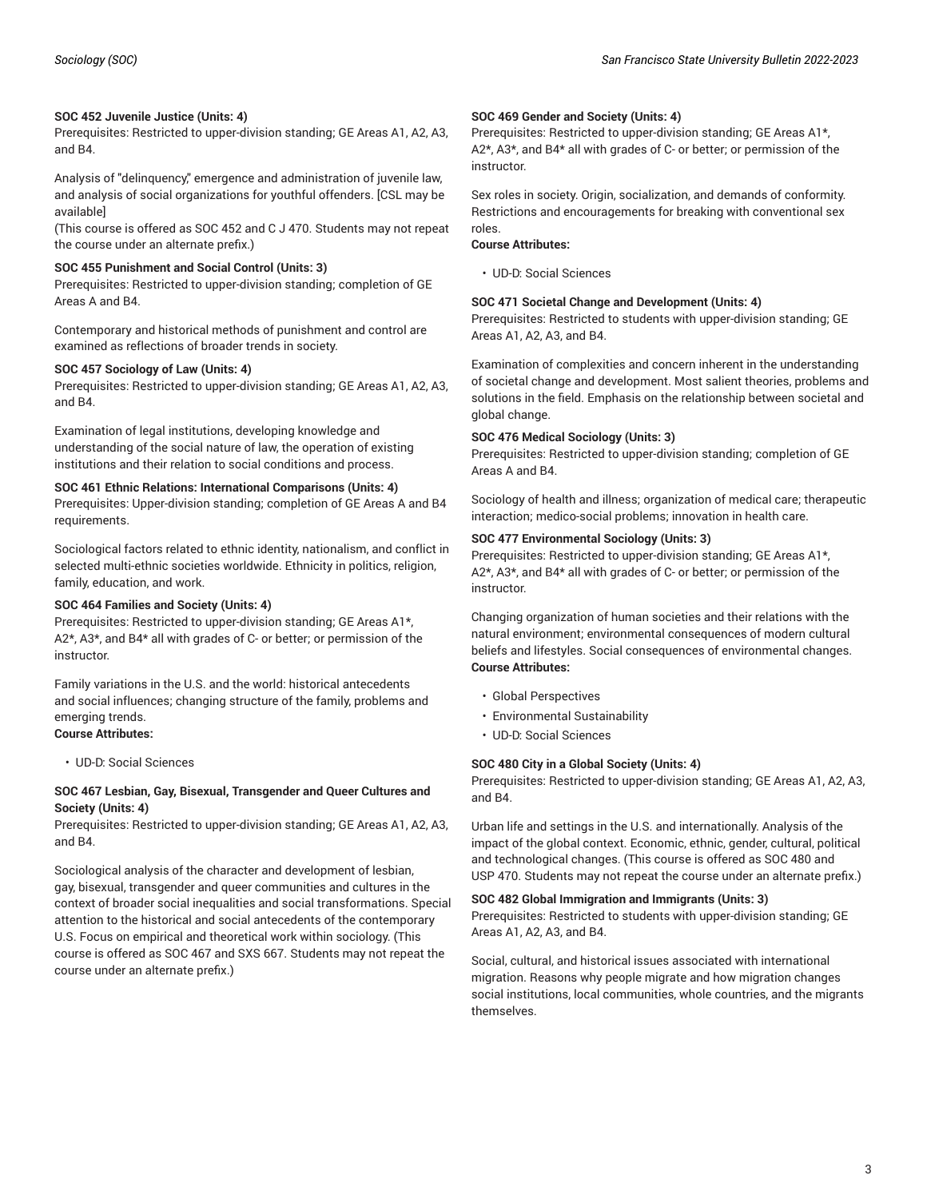**SOC 452 Juvenile Justice (Units: 4)**
Prerequisites: Restricted to upper-division standing; GE Areas A1, A2, A3, and B4.

Analysis of "delinquency," emergence and administration of juvenile law, and analysis of social organizations for youthful offenders. [CSL may be available]
(This course is offered as SOC 452 and C J 470. Students may not repeat the course under an alternate prefix.)

**SOC 455 Punishment and Social Control (Units: 3)**
Prerequisites: Restricted to upper-division standing; completion of GE Areas A and B4.

Contemporary and historical methods of punishment and control are examined as reflections of broader trends in society.

**SOC 457 Sociology of Law (Units: 4)**
Prerequisites: Restricted to upper-division standing; GE Areas A1, A2, A3, and B4.

Examination of legal institutions, developing knowledge and understanding of the social nature of law, the operation of existing institutions and their relation to social conditions and process.

**SOC 461 Ethnic Relations: International Comparisons (Units: 4)**
Prerequisites: Upper-division standing; completion of GE Areas A and B4 requirements.

Sociological factors related to ethnic identity, nationalism, and conflict in selected multi-ethnic societies worldwide. Ethnicity in politics, religion, family, education, and work.

**SOC 464 Families and Society (Units: 4)**
Prerequisites: Restricted to upper-division standing; GE Areas A1*, A2*, A3*, and B4* all with grades of C- or better; or permission of the instructor.

Family variations in the U.S. and the world: historical antecedents and social influences; changing structure of the family, problems and emerging trends.
**Course Attributes:**

- UD-D: Social Sciences

**SOC 467 Lesbian, Gay, Bisexual, Transgender and Queer Cultures and Society (Units: 4)**
Prerequisites: Restricted to upper-division standing; GE Areas A1, A2, A3, and B4.

Sociological analysis of the character and development of lesbian, gay, bisexual, transgender and queer communities and cultures in the context of broader social inequalities and social transformations. Special attention to the historical and social antecedents of the contemporary U.S. Focus on empirical and theoretical work within sociology. (This course is offered as SOC 467 and SXS 667. Students may not repeat the course under an alternate prefix.)

**SOC 469 Gender and Society (Units: 4)**
Prerequisites: Restricted to upper-division standing; GE Areas A1*, A2*, A3*, and B4* all with grades of C- or better; or permission of the instructor.

Sex roles in society. Origin, socialization, and demands of conformity. Restrictions and encouragements for breaking with conventional sex roles.
**Course Attributes:**

- UD-D: Social Sciences

**SOC 471 Societal Change and Development (Units: 4)**
Prerequisites: Restricted to students with upper-division standing; GE Areas A1, A2, A3, and B4.

Examination of complexities and concern inherent in the understanding of societal change and development. Most salient theories, problems and solutions in the field. Emphasis on the relationship between societal and global change.

**SOC 476 Medical Sociology (Units: 3)**
Prerequisites: Restricted to upper-division standing; completion of GE Areas A and B4.

Sociology of health and illness; organization of medical care; therapeutic interaction; medico-social problems; innovation in health care.

**SOC 477 Environmental Sociology (Units: 3)**
Prerequisites: Restricted to upper-division standing; GE Areas A1*, A2*, A3*, and B4* all with grades of C- or better; or permission of the instructor.

Changing organization of human societies and their relations with the natural environment; environmental consequences of modern cultural beliefs and lifestyles. Social consequences of environmental changes.
**Course Attributes:**

- Global Perspectives
- Environmental Sustainability
- UD-D: Social Sciences

**SOC 480 City in a Global Society (Units: 4)**
Prerequisites: Restricted to upper-division standing; GE Areas A1, A2, A3, and B4.

Urban life and settings in the U.S. and internationally. Analysis of the impact of the global context. Economic, ethnic, gender, cultural, political and technological changes. (This course is offered as SOC 480 and USP 470. Students may not repeat the course under an alternate prefix.)

**SOC 482 Global Immigration and Immigrants (Units: 3)**
Prerequisites: Restricted to students with upper-division standing; GE Areas A1, A2, A3, and B4.

Social, cultural, and historical issues associated with international migration. Reasons why people migrate and how migration changes social institutions, local communities, whole countries, and the migrants themselves.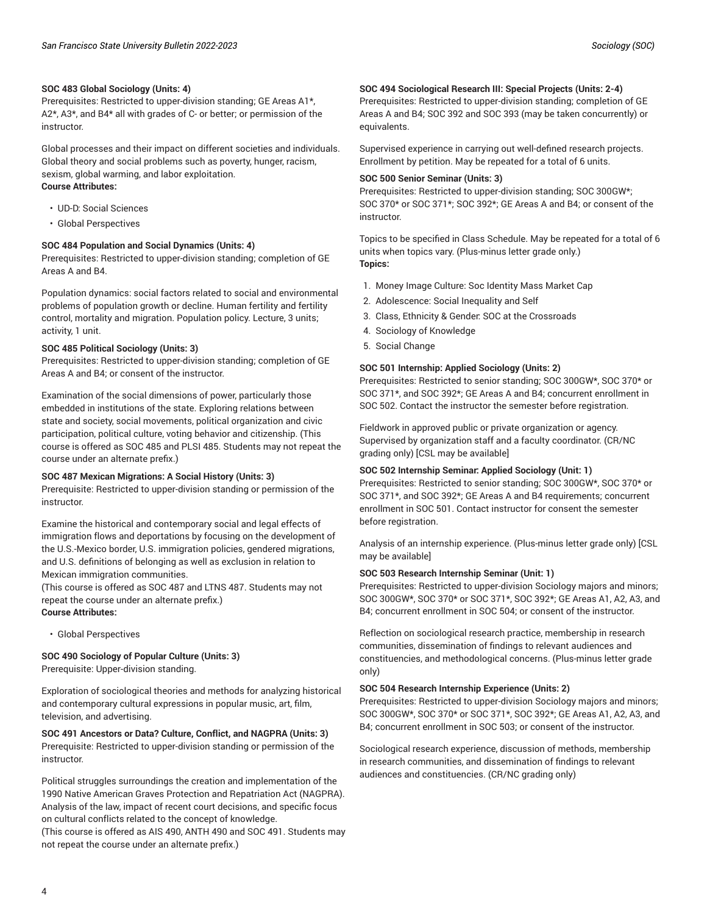**SOC 483 Global Sociology (Units: 4)**
Prerequisites: Restricted to upper-division standing; GE Areas A1*, A2*, A3*, and B4* all with grades of C- or better; or permission of the instructor.

Global processes and their impact on different societies and individuals. Global theory and social problems such as poverty, hunger, racism, sexism, global warming, and labor exploitation.
**Course Attributes:**

- UD-D: Social Sciences
- Global Perspectives

**SOC 484 Population and Social Dynamics (Units: 4)**
Prerequisites: Restricted to upper-division standing; completion of GE Areas A and B4.

Population dynamics: social factors related to social and environmental problems of population growth or decline. Human fertility and fertility control, mortality and migration. Population policy. Lecture, 3 units; activity, 1 unit.

**SOC 485 Political Sociology (Units: 3)**
Prerequisites: Restricted to upper-division standing; completion of GE Areas A and B4; or consent of the instructor.

Examination of the social dimensions of power, particularly those embedded in institutions of the state. Exploring relations between state and society, social movements, political organization and civic participation, political culture, voting behavior and citizenship. (This course is offered as SOC 485 and PLSI 485. Students may not repeat the course under an alternate prefix.)

**SOC 487 Mexican Migrations: A Social History (Units: 3)**
Prerequisite: Restricted to upper-division standing or permission of the instructor.

Examine the historical and contemporary social and legal effects of immigration flows and deportations by focusing on the development of the U.S.-Mexico border, U.S. immigration policies, gendered migrations, and U.S. definitions of belonging as well as exclusion in relation to Mexican immigration communities.
(This course is offered as SOC 487 and LTNS 487. Students may not repeat the course under an alternate prefix.)
**Course Attributes:**

- Global Perspectives

**SOC 490 Sociology of Popular Culture (Units: 3)**
Prerequisite: Upper-division standing.

Exploration of sociological theories and methods for analyzing historical and contemporary cultural expressions in popular music, art, film, television, and advertising.

**SOC 491 Ancestors or Data? Culture, Conflict, and NAGPRA (Units: 3)**
Prerequisite: Restricted to upper-division standing or permission of the instructor.

Political struggles surroundings the creation and implementation of the 1990 Native American Graves Protection and Repatriation Act (NAGPRA). Analysis of the law, impact of recent court decisions, and specific focus on cultural conflicts related to the concept of knowledge.
(This course is offered as AIS 490, ANTH 490 and SOC 491. Students may not repeat the course under an alternate prefix.)

**SOC 494 Sociological Research III: Special Projects (Units: 2-4)**
Prerequisites: Restricted to upper-division standing; completion of GE Areas A and B4; SOC 392 and SOC 393 (may be taken concurrently) or equivalents.

Supervised experience in carrying out well-defined research projects. Enrollment by petition. May be repeated for a total of 6 units.

**SOC 500 Senior Seminar (Units: 3)**
Prerequisites: Restricted to upper-division standing; SOC 300GW*; SOC 370* or SOC 371*; SOC 392*; GE Areas A and B4; or consent of the instructor.

Topics to be specified in Class Schedule. May be repeated for a total of 6 units when topics vary. (Plus-minus letter grade only.)
**Topics:**

1. Money Image Culture: Soc Identity Mass Market Cap
2. Adolescence: Social Inequality and Self
3. Class, Ethnicity & Gender: SOC at the Crossroads
4. Sociology of Knowledge
5. Social Change

**SOC 501 Internship: Applied Sociology (Units: 2)**
Prerequisites: Restricted to senior standing; SOC 300GW*, SOC 370* or SOC 371*, and SOC 392*; GE Areas A and B4; concurrent enrollment in SOC 502. Contact the instructor the semester before registration.

Fieldwork in approved public or private organization or agency. Supervised by organization staff and a faculty coordinator. (CR/NC grading only) [CSL may be available]

**SOC 502 Internship Seminar: Applied Sociology (Unit: 1)**
Prerequisites: Restricted to senior standing; SOC 300GW*, SOC 370* or SOC 371*, and SOC 392*; GE Areas A and B4 requirements; concurrent enrollment in SOC 501. Contact instructor for consent the semester before registration.

Analysis of an internship experience. (Plus-minus letter grade only) [CSL may be available]

**SOC 503 Research Internship Seminar (Unit: 1)**
Prerequisites: Restricted to upper-division Sociology majors and minors; SOC 300GW*, SOC 370* or SOC 371*, SOC 392*; GE Areas A1, A2, A3, and B4; concurrent enrollment in SOC 504; or consent of the instructor.

Reflection on sociological research practice, membership in research communities, dissemination of findings to relevant audiences and constituencies, and methodological concerns. (Plus-minus letter grade only)

**SOC 504 Research Internship Experience (Units: 2)**
Prerequisites: Restricted to upper-division Sociology majors and minors; SOC 300GW*, SOC 370* or SOC 371*, SOC 392*; GE Areas A1, A2, A3, and B4; concurrent enrollment in SOC 503; or consent of the instructor.

Sociological research experience, discussion of methods, membership in research communities, and dissemination of findings to relevant audiences and constituencies. (CR/NC grading only)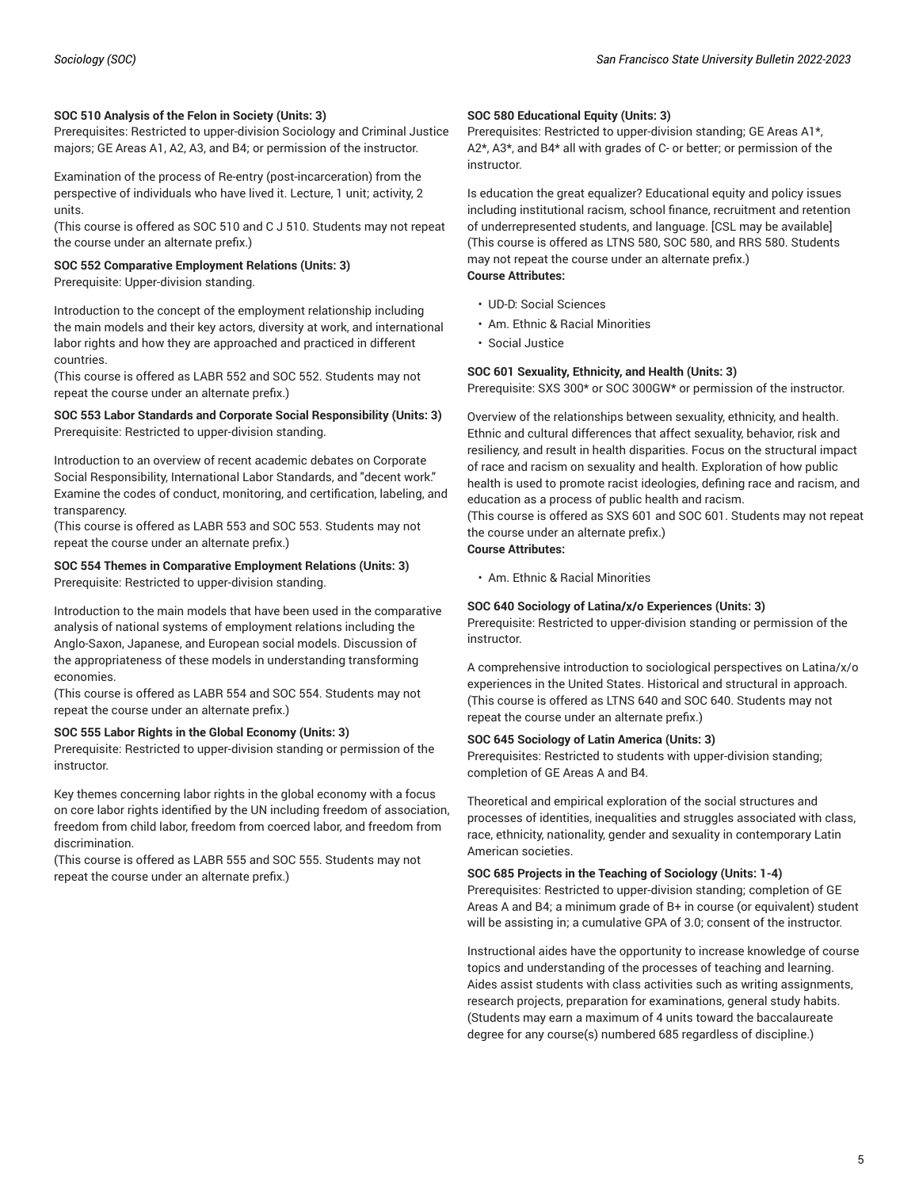**SOC 510 Analysis of the Felon in Society (Units: 3)**
Prerequisites: Restricted to upper-division Sociology and Criminal Justice majors; GE Areas A1, A2, A3, and B4; or permission of the instructor.

Examination of the process of Re-entry (post-incarceration) from the perspective of individuals who have lived it. Lecture, 1 unit; activity, 2 units.
(This course is offered as SOC 510 and C J 510. Students may not repeat the course under an alternate prefix.)

**SOC 552 Comparative Employment Relations (Units: 3)**
Prerequisite: Upper-division standing.

Introduction to the concept of the employment relationship including the main models and their key actors, diversity at work, and international labor rights and how they are approached and practiced in different countries.
(This course is offered as LABR 552 and SOC 552. Students may not repeat the course under an alternate prefix.)

**SOC 553 Labor Standards and Corporate Social Responsibility (Units: 3)**
Prerequisite: Restricted to upper-division standing.

Introduction to an overview of recent academic debates on Corporate Social Responsibility, International Labor Standards, and "decent work." Examine the codes of conduct, monitoring, and certification, labeling, and transparency.
(This course is offered as LABR 553 and SOC 553. Students may not repeat the course under an alternate prefix.)

**SOC 554 Themes in Comparative Employment Relations (Units: 3)**
Prerequisite: Restricted to upper-division standing.

Introduction to the main models that have been used in the comparative analysis of national systems of employment relations including the Anglo-Saxon, Japanese, and European social models. Discussion of the appropriateness of these models in understanding transforming economies.
(This course is offered as LABR 554 and SOC 554. Students may not repeat the course under an alternate prefix.)

**SOC 555 Labor Rights in the Global Economy (Units: 3)**
Prerequisite: Restricted to upper-division standing or permission of the instructor.

Key themes concerning labor rights in the global economy with a focus on core labor rights identified by the UN including freedom of association, freedom from child labor, freedom from coerced labor, and freedom from discrimination.
(This course is offered as LABR 555 and SOC 555. Students may not repeat the course under an alternate prefix.)

**SOC 580 Educational Equity (Units: 3)**
Prerequisites: Restricted to upper-division standing; GE Areas A1*, A2*, A3*, and B4* all with grades of C- or better; or permission of the instructor.

Is education the great equalizer? Educational equity and policy issues including institutional racism, school finance, recruitment and retention of underrepresented students, and language. [CSL may be available]
(This course is offered as LTNS 580, SOC 580, and RRS 580. Students may not repeat the course under an alternate prefix.)
**Course Attributes:**

- UD-D: Social Sciences
- Am. Ethnic & Racial Minorities
- Social Justice

**SOC 601 Sexuality, Ethnicity, and Health (Units: 3)**
Prerequisite: SXS 300* or SOC 300GW* or permission of the instructor.

Overview of the relationships between sexuality, ethnicity, and health. Ethnic and cultural differences that affect sexuality, behavior, risk and resiliency, and result in health disparities. Focus on the structural impact of race and racism on sexuality and health. Exploration of how public health is used to promote racist ideologies, defining race and racism, and education as a process of public health and racism.
(This course is offered as SXS 601 and SOC 601. Students may not repeat the course under an alternate prefix.)
**Course Attributes:**

- Am. Ethnic & Racial Minorities

**SOC 640 Sociology of Latina/x/o Experiences (Units: 3)**
Prerequisite: Restricted to upper-division standing or permission of the instructor.

A comprehensive introduction to sociological perspectives on Latina/x/o experiences in the United States. Historical and structural in approach.
(This course is offered as LTNS 640 and SOC 640. Students may not repeat the course under an alternate prefix.)

**SOC 645 Sociology of Latin America (Units: 3)**
Prerequisites: Restricted to students with upper-division standing; completion of GE Areas A and B4.

Theoretical and empirical exploration of the social structures and processes of identities, inequalities and struggles associated with class, race, ethnicity, nationality, gender and sexuality in contemporary Latin American societies.

**SOC 685 Projects in the Teaching of Sociology (Units: 1-4)**
Prerequisites: Restricted to upper-division standing; completion of GE Areas A and B4; a minimum grade of B+ in course (or equivalent) student will be assisting in; a cumulative GPA of 3.0; consent of the instructor.

Instructional aides have the opportunity to increase knowledge of course topics and understanding of the processes of teaching and learning. Aides assist students with class activities such as writing assignments, research projects, preparation for examinations, general study habits.
(Students may earn a maximum of 4 units toward the baccalaureate degree for any course(s) numbered 685 regardless of discipline.)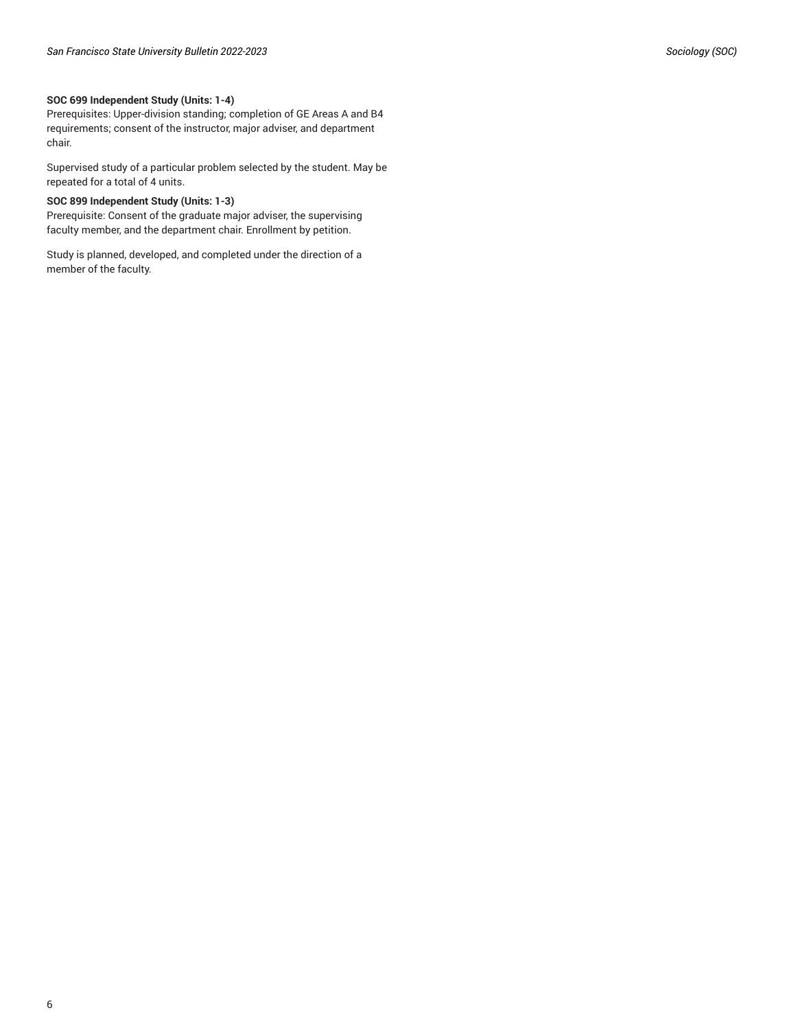**SOC 699 Independent Study (Units: 1-4)**
Prerequisites: Upper-division standing; completion of GE Areas A and B4 requirements; consent of the instructor, major adviser, and department chair.

Supervised study of a particular problem selected by the student. May be repeated for a total of 4 units.

**SOC 899 Independent Study (Units: 1-3)**
Prerequisite: Consent of the graduate major adviser, the supervising faculty member, and the department chair. Enrollment by petition.

Study is planned, developed, and completed under the direction of a member of the faculty.